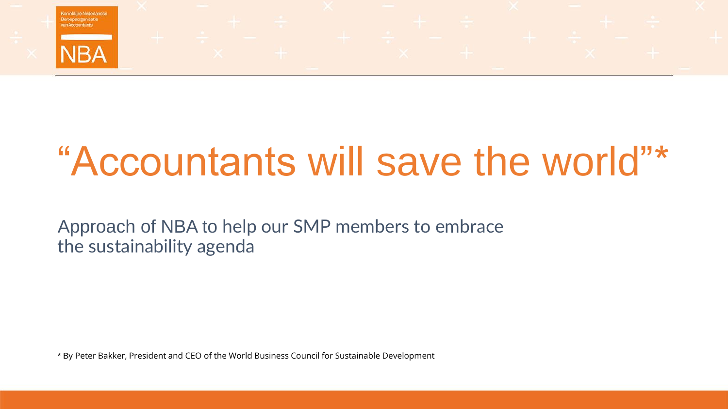# “Accountants will save the world”*

Approach of NBA to help our SMP members to embrace the sustainability agenda

* By Peter Bakker, President and CEO of the World Business Council for Sustainable Development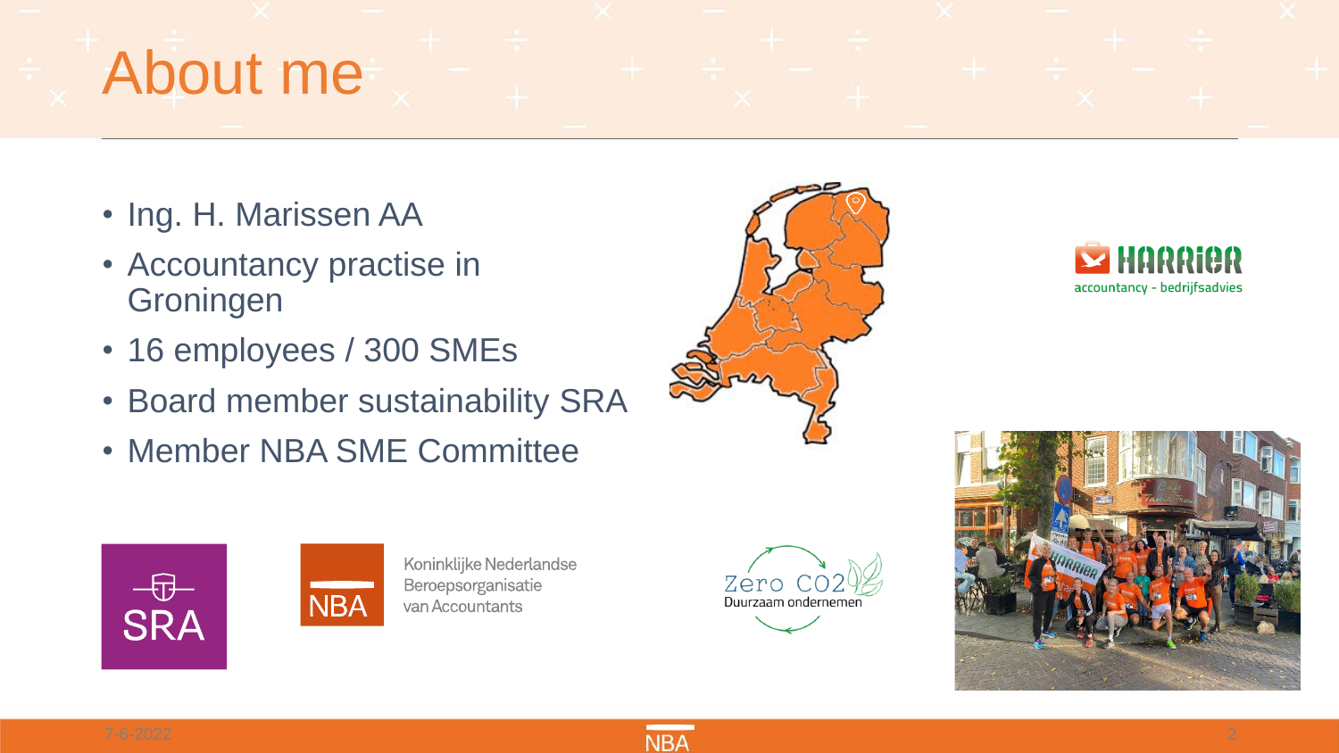# About me

- Ing. H. Marissen AA
- Accountancy practise in Groningen
- 16 employees / 300 SMEs
- Board member sustainability SRA
- Member NBA SME Committee

HARRIER accountancy - bedrijfsadvies

SRA

NBA Koninklijke Nederlandse Beroepsorganisatie van Accountants

Zero CO2 Duurzaam ondernemen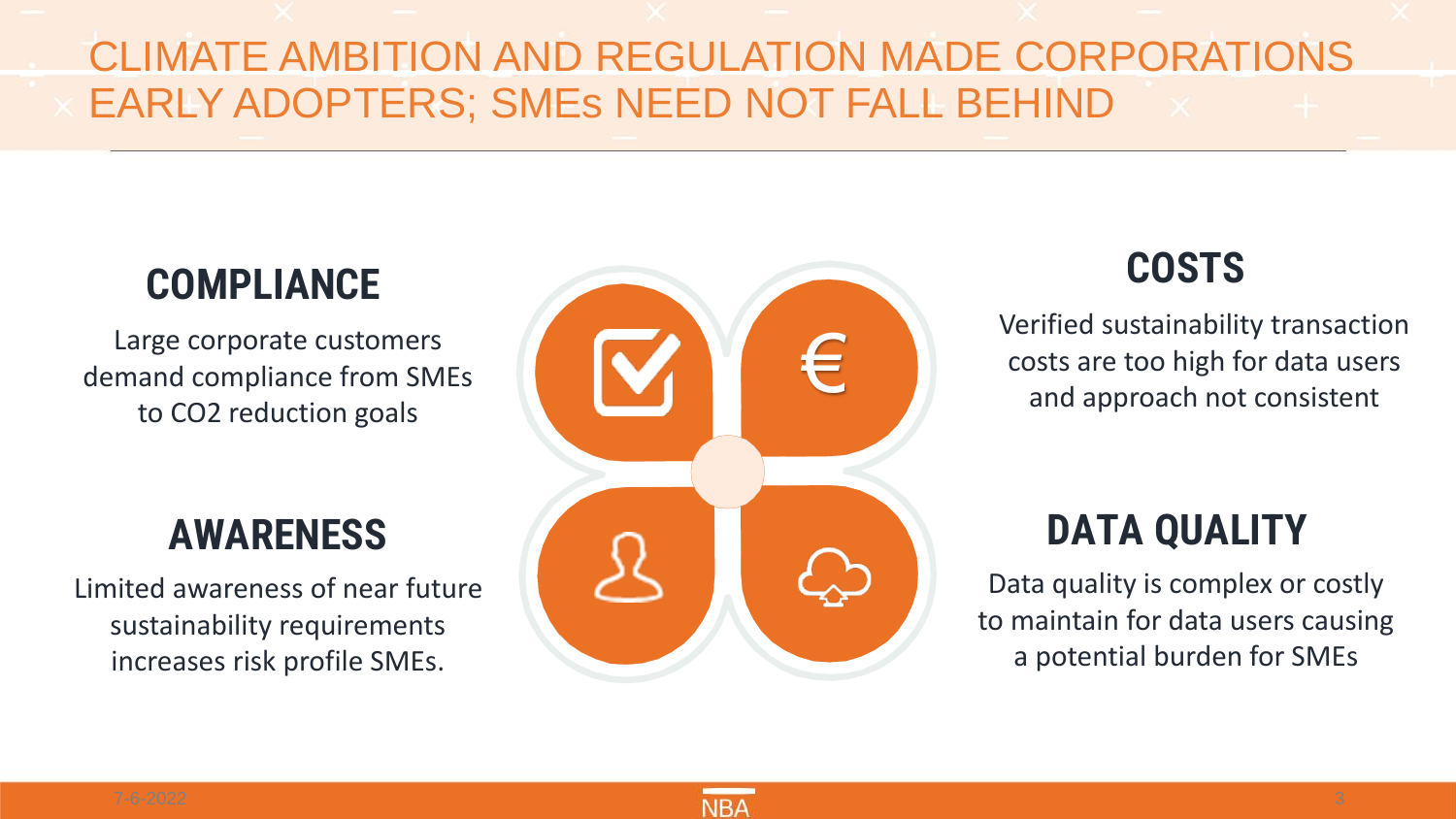# CLIMATE AMBITION AND REGULATION MADE CORPORATIONS EARLY ADOPTERS; SMEs NEED NOT FALL BEHIND

## COMPLIANCE

Large corporate customers demand compliance from SMEs to CO2 reduction goals

## AWARENESS

Limited awareness of near future sustainability requirements increases risk profile SMEs.

## COSTS

Verified sustainability transaction costs are too high for data users and approach not consistent

## DATA QUALITY

Data quality is complex or costly to maintain for data users causing a potential burden for SMEs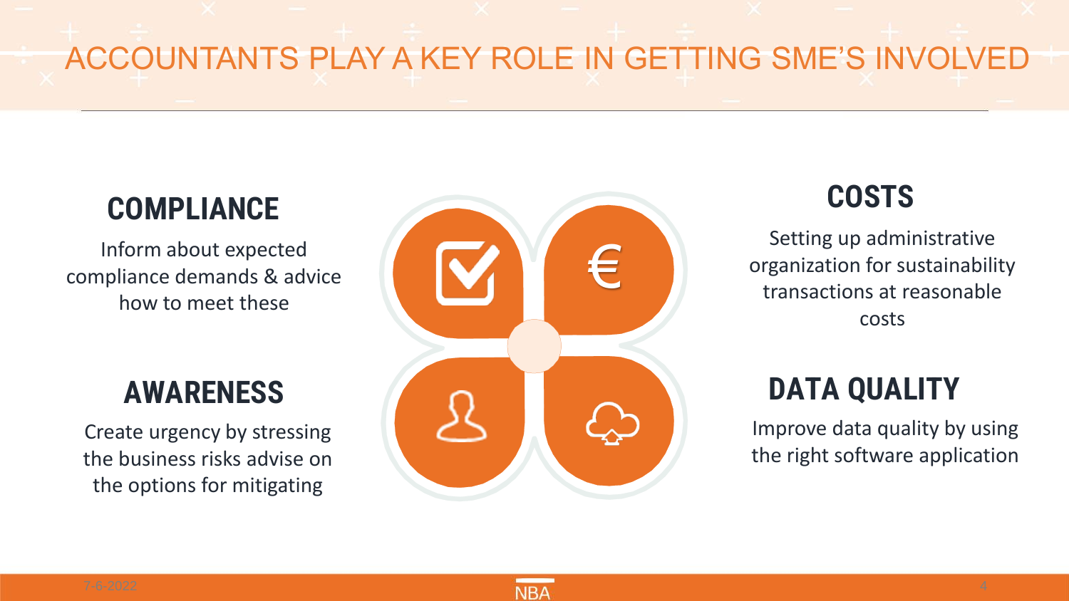# ACCOUNTANTS PLAY A KEY ROLE IN GETTING SME'S INVOLVED

## COMPLIANCE

Inform about expected compliance demands & advice how to meet these

## AWARENESS

Create urgency by stressing the business risks advise on the options for mitigating

## COSTS

Setting up administrative organization for sustainability transactions at reasonable costs

## DATA QUALITY

Improve data quality by using the right software application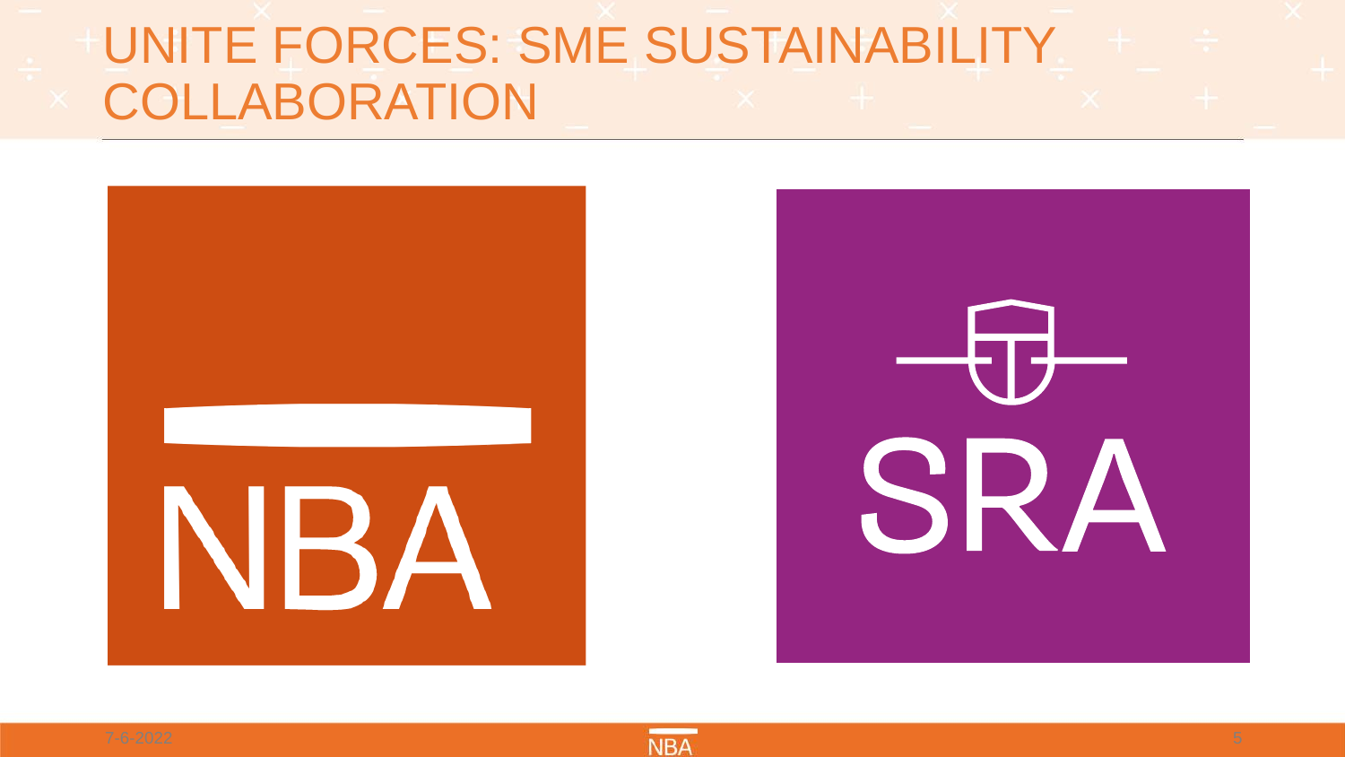# UNITE FORCES: SME SUSTAINABILITY COLLABORATION

NBA

SRA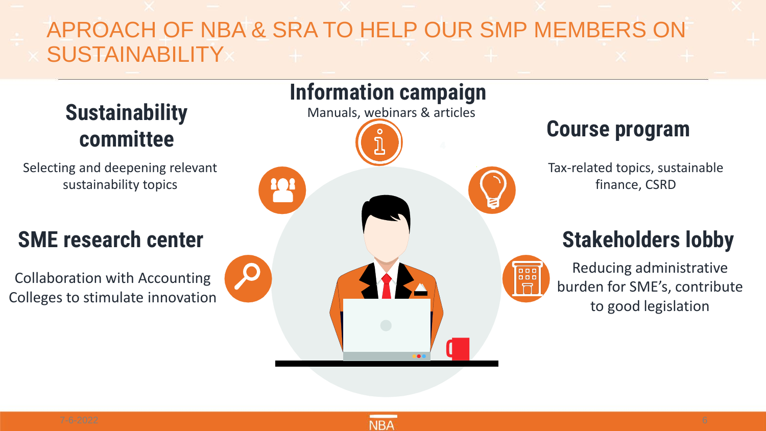# APROACH OF NBA & SRA TO HELP OUR SMP MEMBERS ON SUSTAINABILITY

## Information campaign

Manuals, webinars & articles

## Sustainability committee

Selecting and deepening relevant sustainability topics

## Course program

Tax-related topics, sustainable finance, CSRD

## SME research center

Collaboration with Accounting Colleges to stimulate innovation

## Stakeholders lobby

Reducing administrative burden for SME's, contribute to good legislation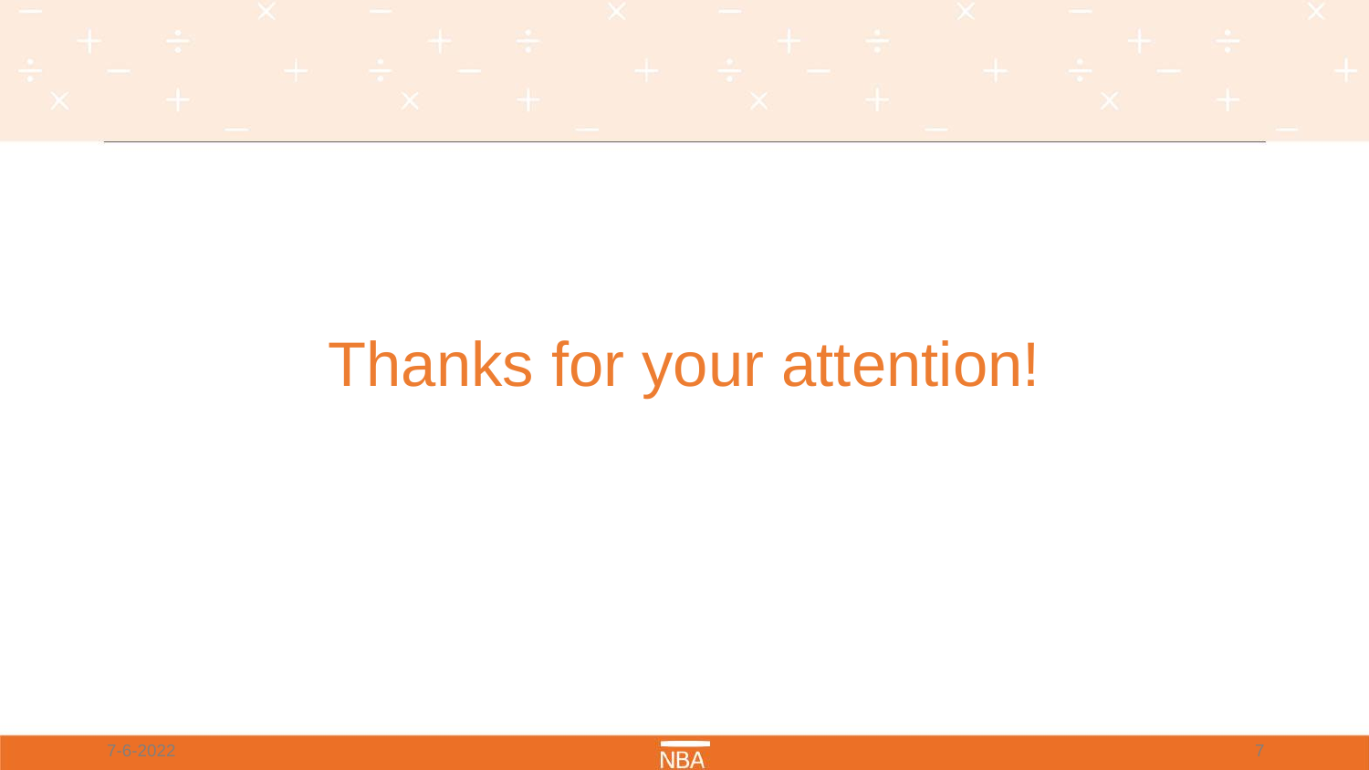Thanks for your attention!